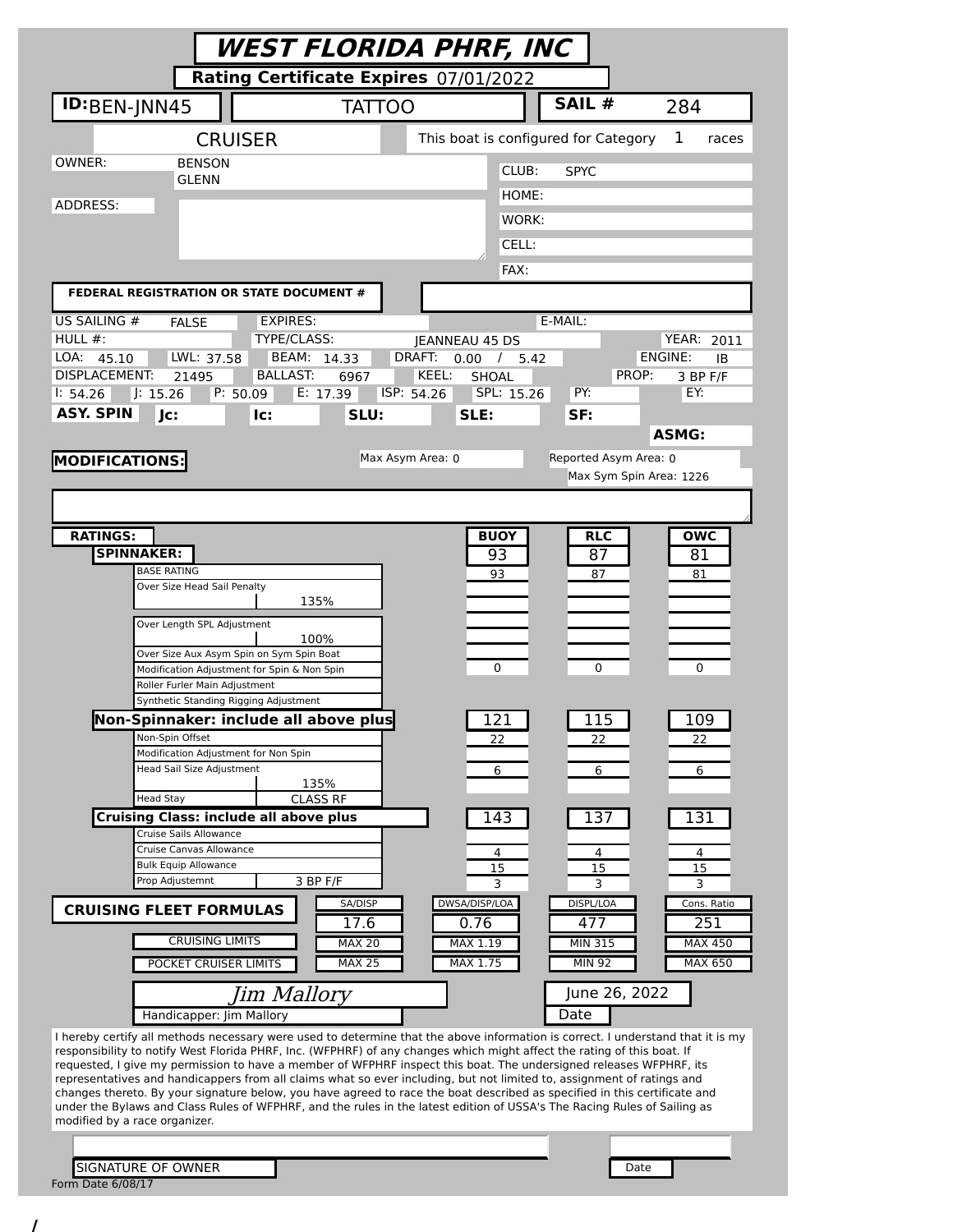# WEST FLORIDA PHRF, INC

**Rating Certificate Expires** 07/01/2022

| **ID:** BEN-JNN45 | TATTOO | **SAIL #** 284 |
|---|---|---|

CRUISER — This boat is configured for Category 1 races

| | | | |
|---|---|---|---|
| OWNER: | BENSON GLENN | CLUB: | SPYC |
| | | HOME: | |
| ADDRESS: | | WORK: | |
| | | CELL: | |
| | | FAX: | |

**FEDERAL REGISTRATION OR STATE DOCUMENT #**

| | | | | | | | |
|---|---|---|---|---|---|---|---|
| US SAILING # | FALSE | EXPIRES: | | E-MAIL: | | | |
| HULL #: | | TYPE/CLASS: | JEANNEAU 45 DS | | | YEAR: | 2011 |
| LOA: 45.10 | LWL: 37.58 | BEAM: 14.33 | DRAFT: 0.00 / 5.42 | | | ENGINE: | IB |
| DISPLACEMENT: 21495 | | BALLAST: 6967 | KEEL: SHOAL | | PROP: | 3 BP F/F | |
| I: 54.26 | J: 15.26 | P: 50.09 | E: 17.39 | ISP: 54.26 | SPL: 15.26 | PY: | EY: |
| **ASY. SPIN** | **Jc:** | **Ic:** | **SLU:** | **SLE:** | **SF:** | **ASMG:** | |

**MODIFICATIONS:**

Max Asym Area: 0 — Reported Asym Area: 0 — Max Sym Spin Area: 1226

| **RATINGS:** | | **BUOY** | **RLC** | **OWC** |
|---|---|---|---|---|
| **SPINNAKER:** | | 93 | 87 | 81 |
| BASE RATING | | 93 | 87 | 81 |
| Over Size Head Sail Penalty | 135% | | | |
| Over Length SPL Adjustment | 100% | | | |
| Over Size Aux Asym Spin on Sym Spin Boat | | | | |
| Modification Adjustment for Spin & Non Spin | | 0 | 0 | 0 |
| Roller Furler Main Adjustment | | | | |
| Synthetic Standing Rigging Adjustment | | | | |
| **Non-Spinnaker: include all above plus** | | 121 | 115 | 109 |
| Non-Spin Offset | | 22 | 22 | 22 |
| Modification Adjustment for Non Spin | | | | |
| Head Sail Size Adjustment | 135% | 6 | 6 | 6 |
| Head Stay | CLASS RF | | | |
| **Cruising Class: include all above plus** | | 143 | 137 | 131 |
| Cruise Sails Allowance | | | | |
| Cruise Canvas Allowance | | 4 | 4 | 4 |
| Bulk Equip Allowance | | 15 | 15 | 15 |
| Prop Adjustemnt | 3 BP F/F | 3 | 3 | 3 |

| **CRUISING FLEET FORMULAS** | SA/DISP | DWSA/DISP/LOA | DISPL/LOA | Cons. Ratio |
|---|---|---|---|---|
| | 17.6 | 0.76 | 477 | 251 |
| CRUISING LIMITS | MAX 20 | MAX 1.19 | MIN 315 | MAX 450 |
| POCKET CRUISER LIMITS | MAX 25 | MAX 1.75 | MIN 92 | MAX 650 |

*Jim Mallory* — June 26, 2022

Handicapper: Jim Mallory — Date

I hereby certify all methods necessary were used to determine that the above information is correct. I understand that it is my responsibility to notify West Florida PHRF, Inc. (WFPHRF) of any changes which might affect the rating of this boat. If requested, I give my permission to have a member of WFPHRF inspect this boat. The undersigned releases WFPHRF, its representatives and handicappers from all claims what so ever including, but not limited to, assignment of ratings and changes thereto. By your signature below, you have agreed to race the boat described as specified in this certificate and under the Bylaws and Class Rules of WFPHRF, and the rules in the latest edition of USSA's The Racing Rules of Sailing as modified by a race organizer.

SIGNATURE OF OWNER — Date

Form Date 6/08/17

/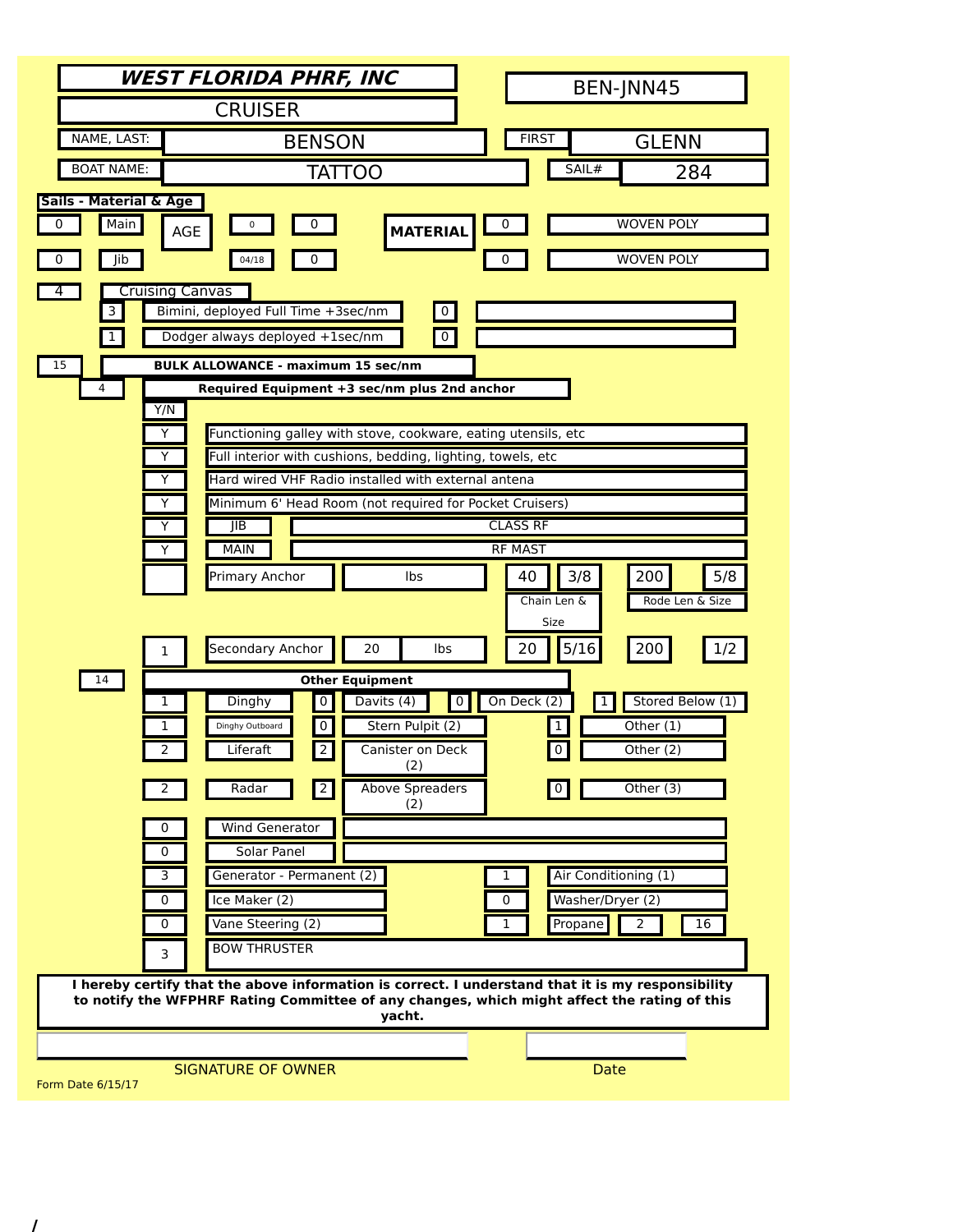***WEST FLORIDA PHRF, INC***

BEN-JNN45

CRUISER

| NAME, LAST: | BENSON | FIRST | GLENN |
|---|---|---|---|
| BOAT NAME: | TATTOO | SAIL# | 284 |

**Sails - Material & Age**

| | | AGE | | | MATERIAL | | |
|---|---|---|---|---|---|---|---|
| 0 | Main | | 0 | 0 | | 0 | WOVEN POLY |
| 0 | Jib | | 04/18 | 0 | | 0 | WOVEN POLY |

| | | | | |
|---|---|---|---|---|
| 4 | Cruising Canvas | | | |
| | 3 | Bimini, deployed Full Time +3sec/nm | 0 | |
| | 1 | Dodger always deployed +1sec/nm | 0 | |

15 — **BULK ALLOWANCE - maximum 15 sec/nm**

4 — **Required Equipment +3 sec/nm plus 2nd anchor**

| Y/N | | |
|---|---|---|
| Y | Functioning galley with stove, cookware, eating utensils, etc | |
| Y | Full interior with cushions, bedding, lighting, towels, etc | |
| Y | Hard wired VHF Radio installed with external antena | |
| Y | Minimum 6' Head Room (not required for Pocket Cruisers) | |
| Y | JIB | CLASS RF |
| Y | MAIN | RF MAST |

| | | | | Chain Len & Size | | Rode Len & Size | |
|---|---|---|---|---|---|---|---|
| | Primary Anchor | | lbs | 40 | 3/8 | 200 | 5/8 |
| 1 | Secondary Anchor | 20 | lbs | 20 | 5/16 | 200 | 1/2 |

14 — **Other Equipment**

| | | | | | | | |
|---|---|---|---|---|---|---|---|
| 1 | Dinghy | 0 | Davits (4) | 0 | On Deck (2) | 1 | Stored Below (1) |
| 1 | Dinghy Outboard | 0 | Stern Pulpit (2) | | | 1 | Other (1) |
| 2 | Liferaft | 2 | Canister on Deck (2) | | | 0 | Other (2) |
| 2 | Radar | 2 | Above Spreaders (2) | | | 0 | Other (3) |

| | | | | | |
|---|---|---|---|---|---|
| 0 | Wind Generator | | | | |
| 0 | Solar Panel | | | | |
| 3 | Generator - Permanent (2) | 1 | Air Conditioning (1) | | |
| 0 | Ice Maker (2) | 0 | Washer/Dryer (2) | | |
| 0 | Vane Steering (2) | 1 | Propane | 2 | 16 |
| 3 | BOW THRUSTER | | | | |

**I hereby certify that the above information is correct. I understand that it is my responsibility to notify the WFPHRF Rating Committee of any changes, which might affect the rating of this yacht.**

SIGNATURE OF OWNER

Date

Form Date 6/15/17

/